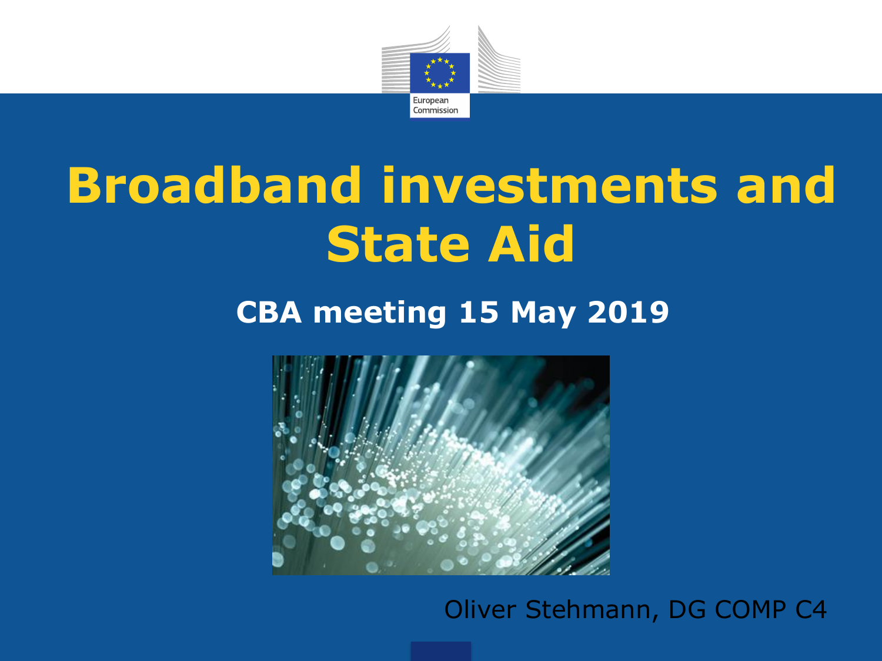European Commission

# Broadband investments and State Aid

## CBA meeting 15 May 2019

Oliver Stehmann, DG COMP C4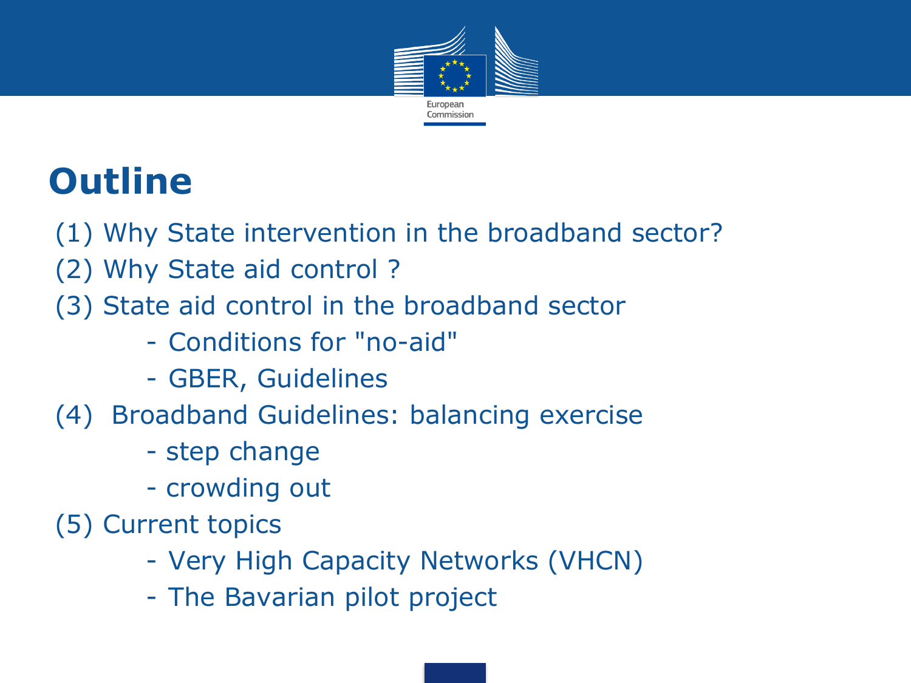# Outline

(1) Why State intervention in the broadband sector?

(2) Why State aid control ?

(3) State aid control in the broadband sector

- Conditions for "no-aid"
- GBER, Guidelines

(4) Broadband Guidelines: balancing exercise

- step change
- crowding out

(5) Current topics

- Very High Capacity Networks (VHCN)
- The Bavarian pilot project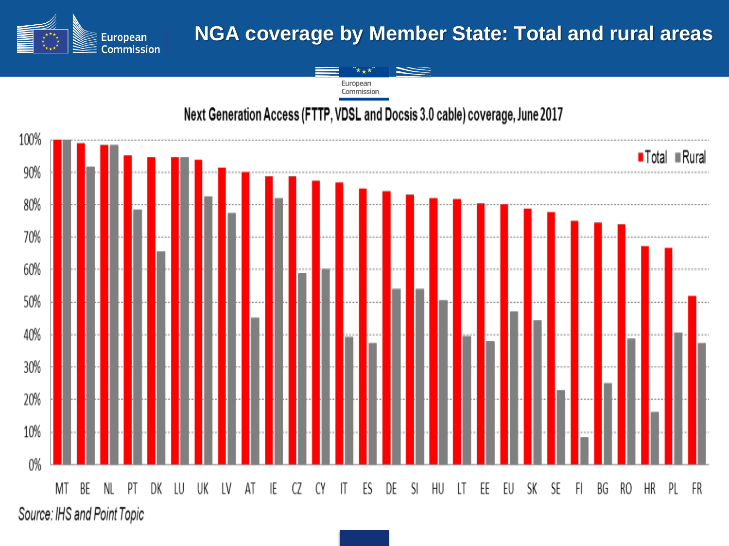# NGA coverage by Member State: Total and rural areas

Next Generation Access (FTTP, VDSL and Docsis 3.0 cable) coverage, June 2017

| Member State | Total | Rural |
| --- | --- | --- |
| MT | 100% | 100% |
| BE | 99% | 92% |
| NL | 98% | 98% |
| PT | 95% | 78% |
| DK | 95% | 66% |
| LU | 95% | 95% |
| UK | 94% | 82% |
| LV | 91% | 77% |
| AT | 90% | 45% |
| IE | 89% | 82% |
| CZ | 89% | 59% |
| CY | 87% | 60% |
| IT | 87% | 39% |
| ES | 85% | 37% |
| DE | 84% | 54% |
| SI | 83% | 54% |
| HU | 82% | 51% |
| LT | 82% | 39% |
| EE | 80% | 38% |
| EU | 80% | 47% |
| SK | 79% | 44% |
| SE | 78% | 23% |
| FI | 75% | 8% |
| BG | 74% | 25% |
| RO | 74% | 39% |
| HR | 67% | 16% |
| PL | 67% | 40% |
| FR | 52% | 37% |

*Source: IHS and Point Topic*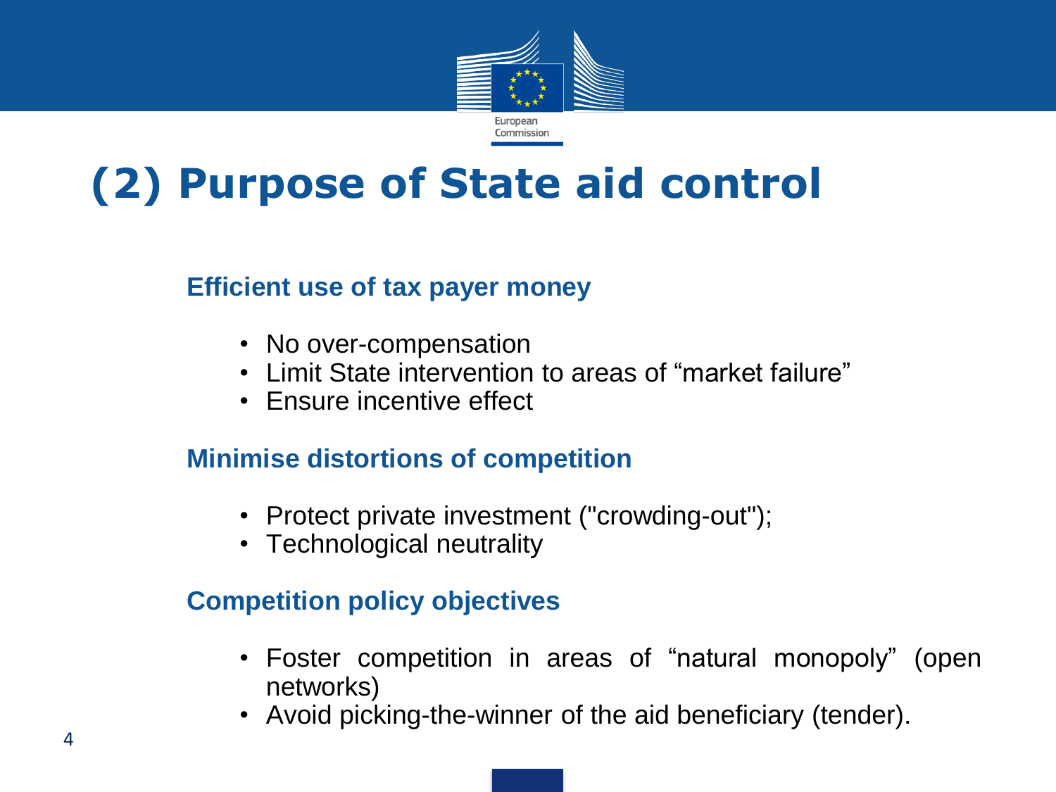# (2) Purpose of State aid control

### Efficient use of tax payer money

- No over-compensation
- Limit State intervention to areas of “market failure”
- Ensure incentive effect

### Minimise distortions of competition

- Protect private investment ("crowding-out");
- Technological neutrality

### Competition policy objectives

- Foster competition in areas of “natural monopoly” (open networks)
- Avoid picking-the-winner of the aid beneficiary (tender).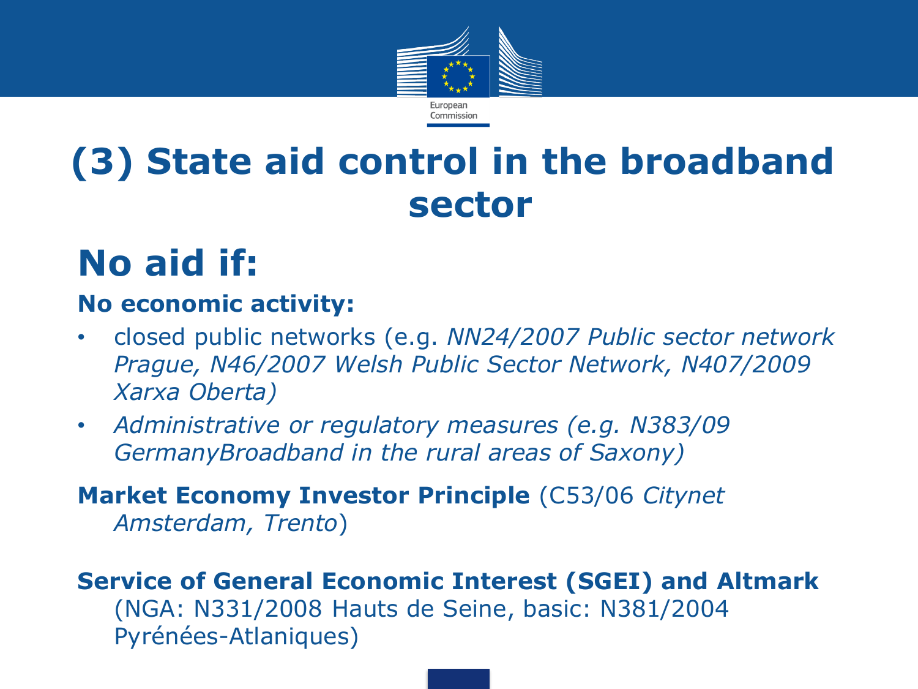# (3) State aid control in the broadband sector

## No aid if:

**No economic activity:**

- closed public networks (e.g. *NN24/2007 Public sector network Prague, N46/2007 Welsh Public Sector Network, N407/2009 Xarxa Oberta)*
- *Administrative or regulatory measures (e.g. N383/09 GermanyBroadband in the rural areas of Saxony)*

**Market Economy Investor Principle** (C53/06 *Citynet Amsterdam, Trento*)

**Service of General Economic Interest (SGEI) and Altmark** (NGA: N331/2008 Hauts de Seine, basic: N381/2004 Pyrénées-Atlaniques)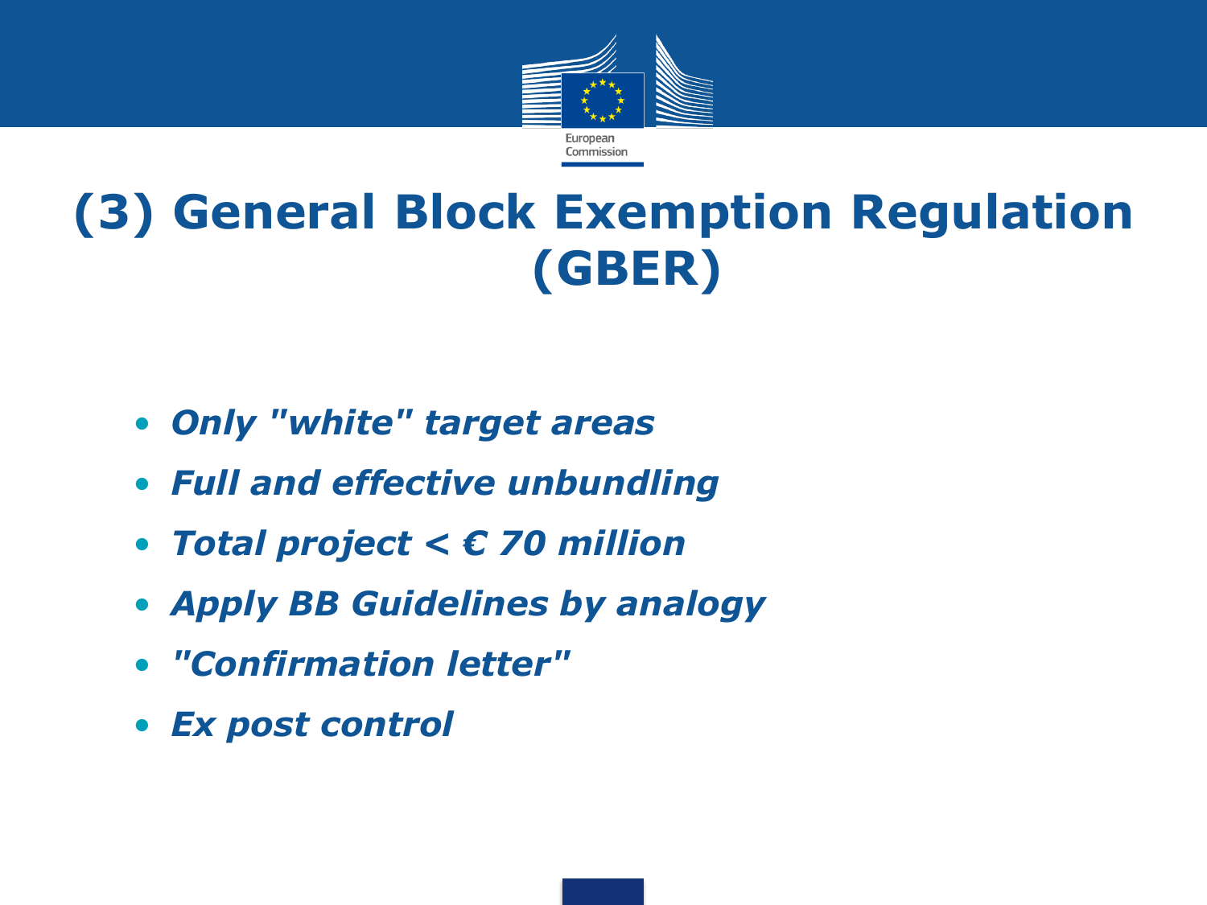# (3) General Block Exemption Regulation (GBER)

- *Only "white" target areas*
- *Full and effective unbundling*
- *Total project < € 70 million*
- *Apply BB Guidelines by analogy*
- *"Confirmation letter"*
- *Ex post control*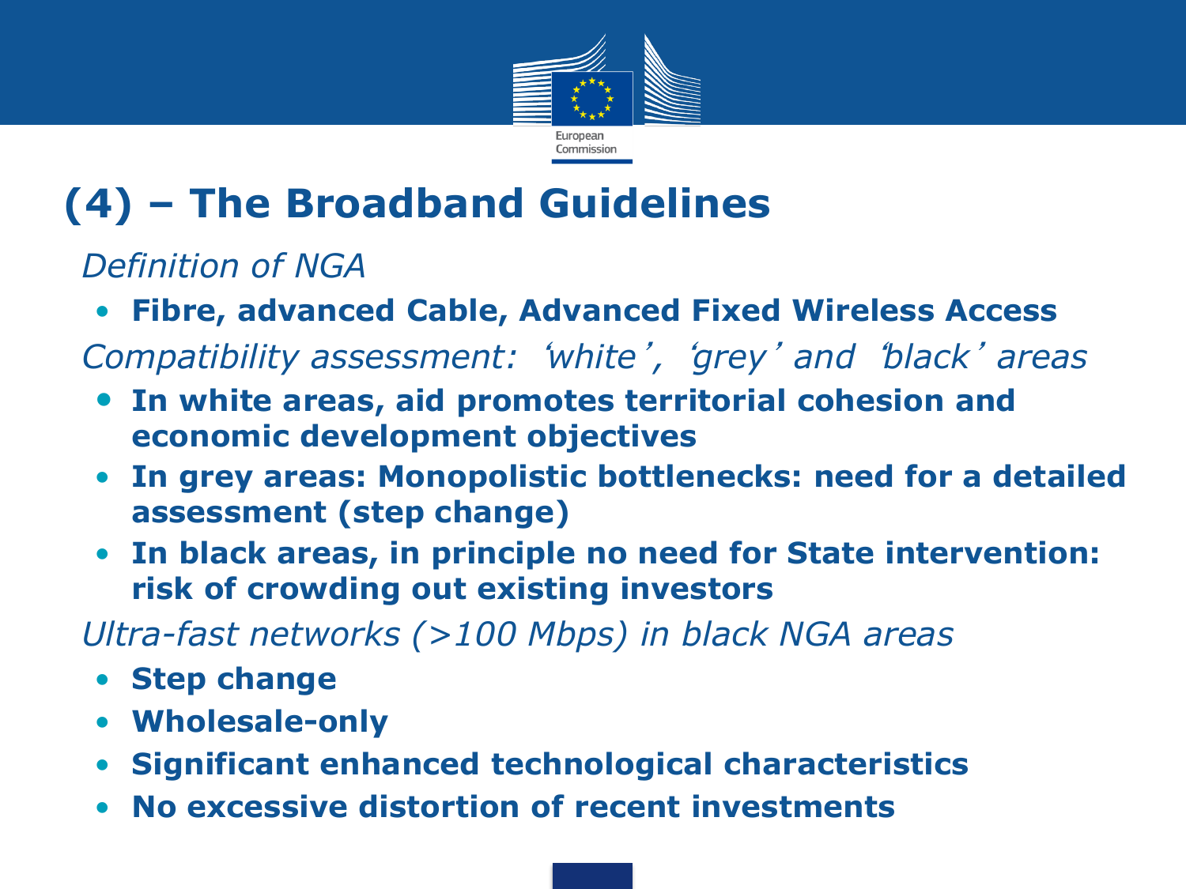# (4) – The Broadband Guidelines

*Definition of NGA*

- **Fibre, advanced Cable, Advanced Fixed Wireless Access**

*Compatibility assessment: 'white', 'grey' and 'black' areas*

- **In white areas, aid promotes territorial cohesion and economic development objectives**
- **In grey areas: Monopolistic bottlenecks: need for a detailed assessment (step change)**
- **In black areas, in principle no need for State intervention: risk of crowding out existing investors**

*Ultra-fast networks (>100 Mbps) in black NGA areas*

- **Step change**
- **Wholesale-only**
- **Significant enhanced technological characteristics**
- **No excessive distortion of recent investments**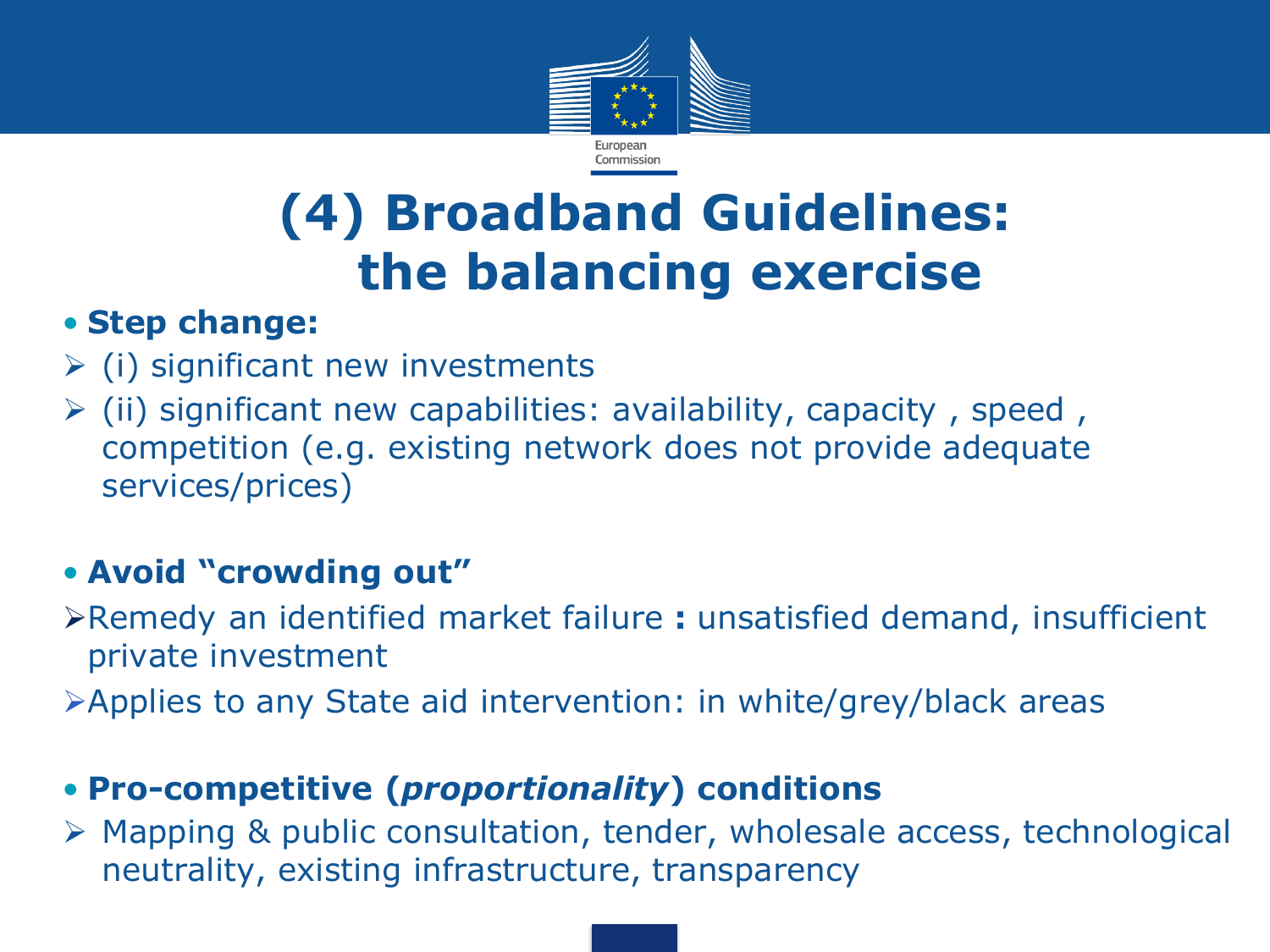# (4) Broadband Guidelines: the balancing exercise

- **Step change:**
  - (i) significant new investments
  - (ii) significant new capabilities: availability, capacity , speed , competition (e.g. existing network does not provide adequate services/prices)

- **Avoid "crowding out"**
  - Remedy an identified market failure **:** unsatisfied demand, insufficient private investment
  - Applies to any State aid intervention: in white/grey/black areas

- **Pro-competitive (*proportionality*) conditions**
  - Mapping & public consultation, tender, wholesale access, technological neutrality, existing infrastructure, transparency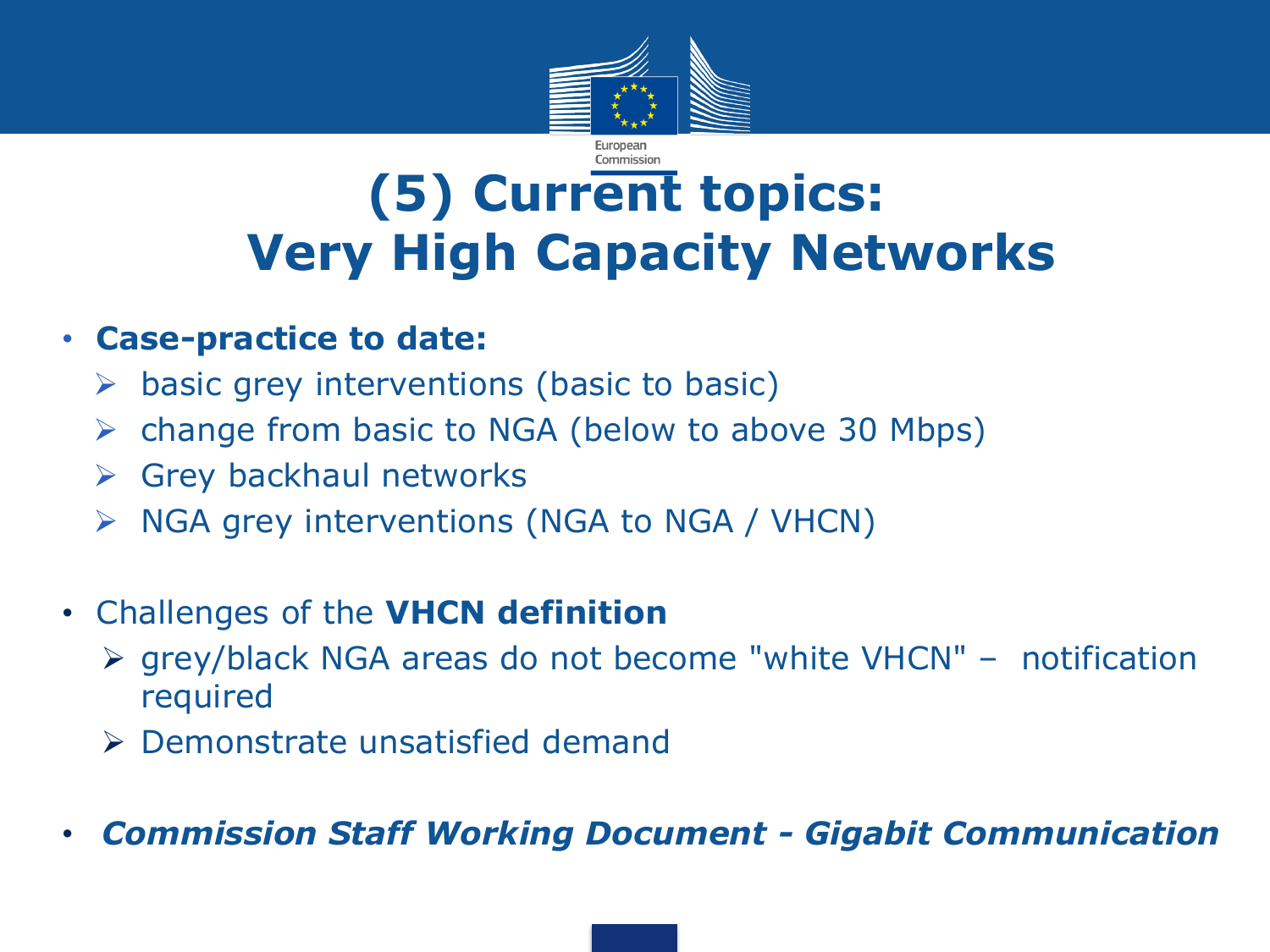# (5) Current topics: Very High Capacity Networks

- **Case-practice to date:**
  - basic grey interventions (basic to basic)
  - change from basic to NGA (below to above 30 Mbps)
  - Grey backhaul networks
  - NGA grey interventions (NGA to NGA / VHCN)

- Challenges of the **VHCN definition**
  - grey/black NGA areas do not become "white VHCN" – notification required
  - Demonstrate unsatisfied demand

- ***Commission Staff Working Document - Gigabit Communication***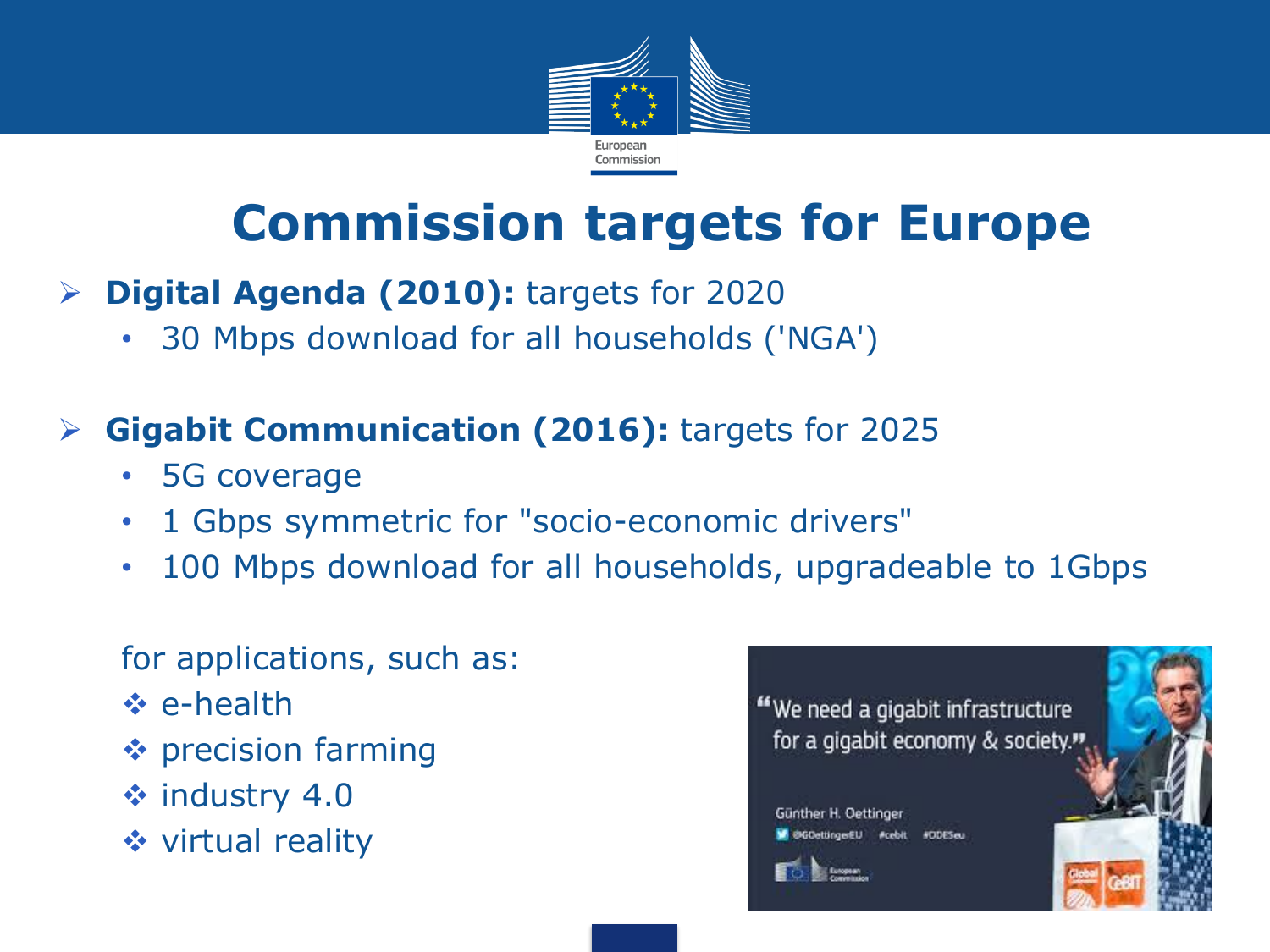# Commission targets for Europe

- **Digital Agenda (2010):** targets for 2020
  - 30 Mbps download for all households ('NGA')

- **Gigabit Communication (2016):** targets for 2025
  - 5G coverage
  - 1 Gbps symmetric for "socio-economic drivers"
  - 100 Mbps download for all households, upgradeable to 1Gbps

for applications, such as:

- e-health
- precision farming
- industry 4.0
- virtual reality

"We need a gigabit infrastructure for a gigabit economy & society."

Günther H. Oettinger

@GOettingerEU #cebit #DDESeu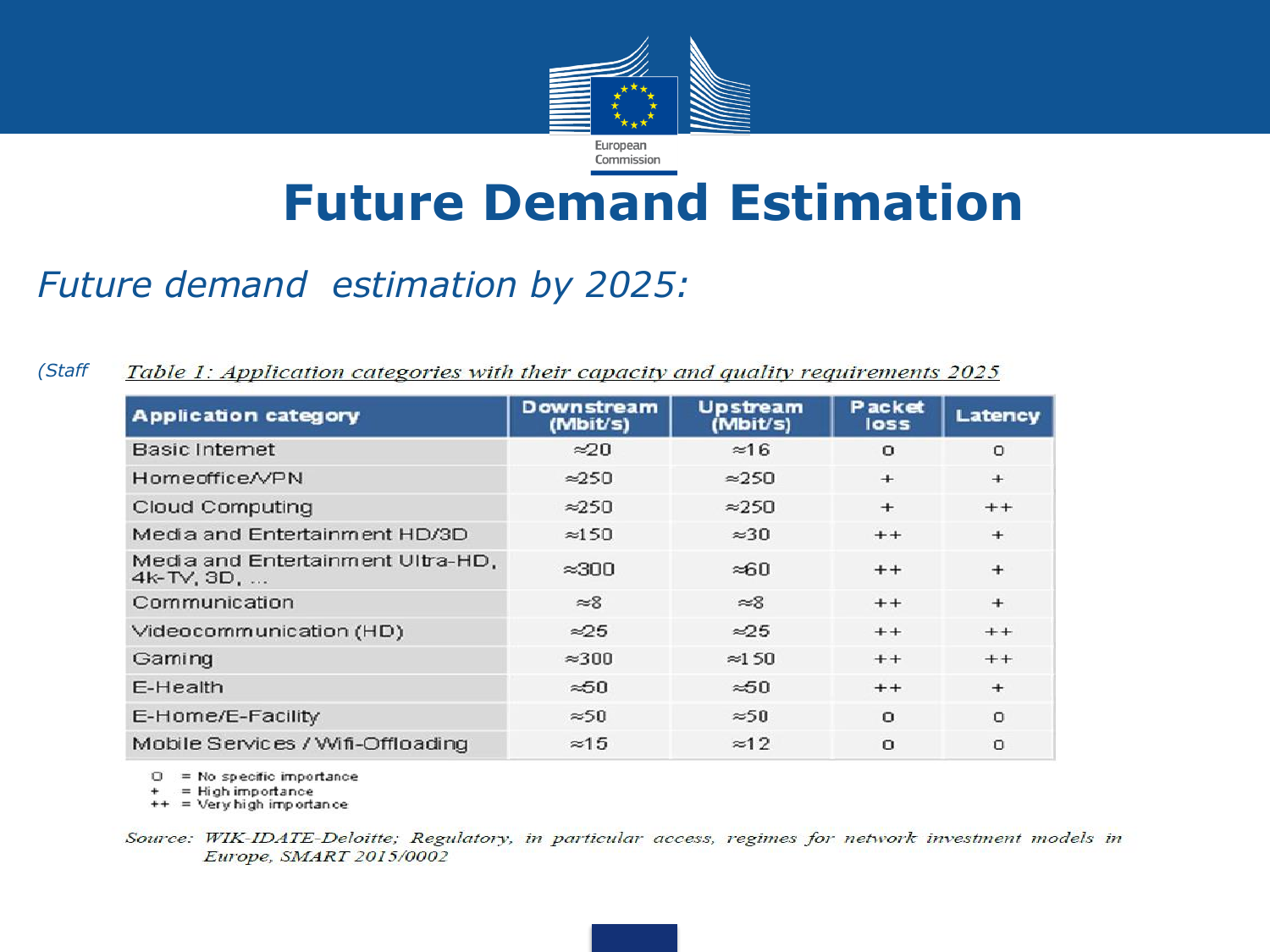# Future Demand Estimation

*Future demand estimation by 2025:*

*(Staff*

*Table 1: Application categories with their capacity and quality requirements 2025*

| Application category | Downstream (Mbit/s) | Upstream (Mbit/s) | Packet loss | Latency |
|---|---|---|---|---|
| Basic Internet | ≈20 | ≈16 | o | o |
| Homeoffice/VPN | ≈250 | ≈250 | + | + |
| Cloud Computing | ≈250 | ≈250 | + | ++ |
| Media and Entertainment HD/3D | ≈150 | ≈30 | ++ | + |
| Media and Entertainment Ultra-HD, 4k-TV, 3D, ... | ≈300 | ≈60 | ++ | + |
| Communication | ≈8 | ≈8 | ++ | + |
| Videocommunication (HD) | ≈25 | ≈25 | ++ | ++ |
| Gaming | ≈300 | ≈150 | ++ | ++ |
| E-Health | ≈50 | ≈50 | ++ | + |
| E-Home/E-Facility | ≈50 | ≈50 | o | o |
| Mobile Services / Wifi-Offloading | ≈15 | ≈12 | o | o |

o = No specific importance
\+ = High importance
++ = Very high importance

*Source: WIK-IDATE-Deloitte; Regulatory, in particular access, regimes for network investment models in Europe, SMART 2015/0002*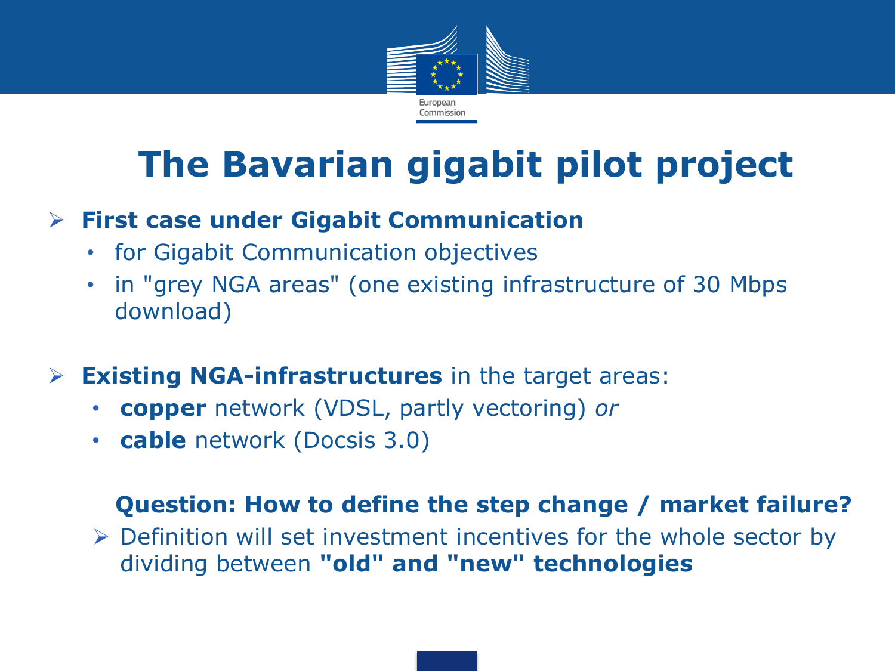# The Bavarian gigabit pilot project

- **First case under Gigabit Communication**
  - for Gigabit Communication objectives
  - in "grey NGA areas" (one existing infrastructure of 30 Mbps download)

- **Existing NGA-infrastructures** in the target areas:
  - **copper** network (VDSL, partly vectoring) *or*
  - **cable** network (Docsis 3.0)

**Question: How to define the step change / market failure?**

- Definition will set investment incentives for the whole sector by dividing between **"old" and "new" technologies**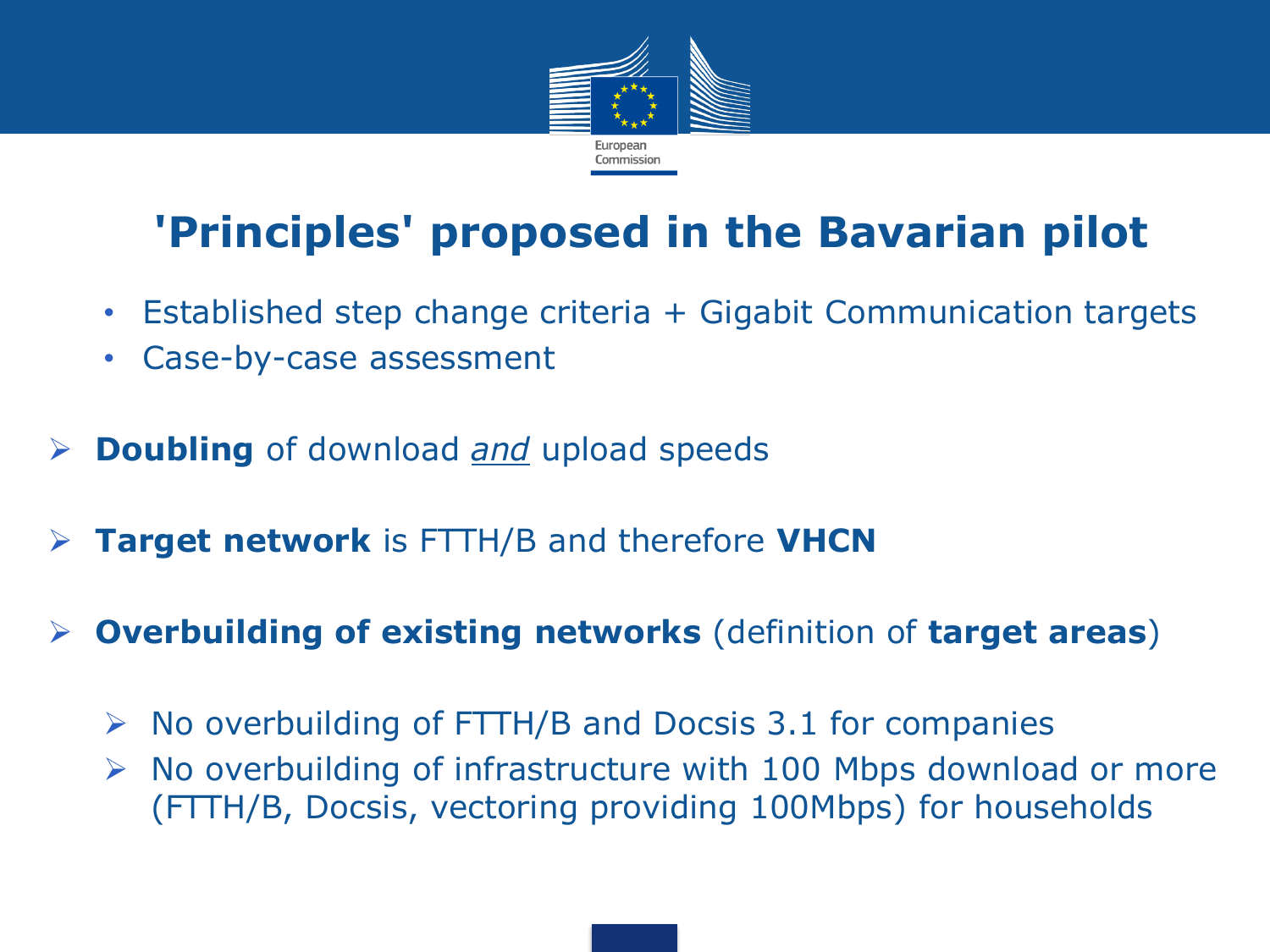# 'Principles' proposed in the Bavarian pilot

- Established step change criteria + Gigabit Communication targets
- Case-by-case assessment

- **Doubling** of download *and* upload speeds

- **Target network** is FTTH/B and therefore **VHCN**

- **Overbuilding of existing networks** (definition of **target areas**)

  - No overbuilding of FTTH/B and Docsis 3.1 for companies
  - No overbuilding of infrastructure with 100 Mbps download or more (FTTH/B, Docsis, vectoring providing 100Mbps) for households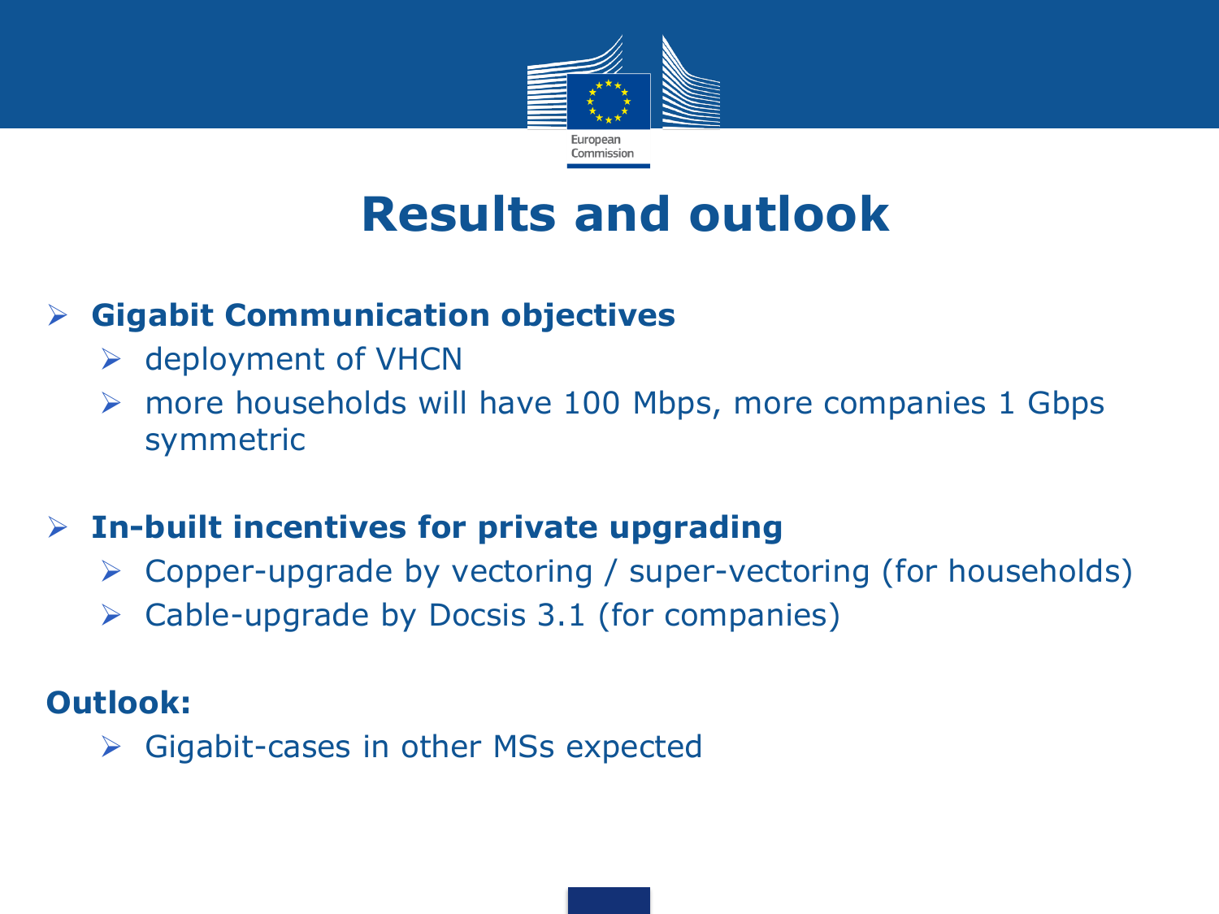# Results and outlook

- **Gigabit Communication objectives**
  - deployment of VHCN
  - more households will have 100 Mbps, more companies 1 Gbps symmetric
- **In-built incentives for private upgrading**
  - Copper-upgrade by vectoring / super-vectoring (for households)
  - Cable-upgrade by Docsis 3.1 (for companies)

**Outlook:**

- Gigabit-cases in other MSs expected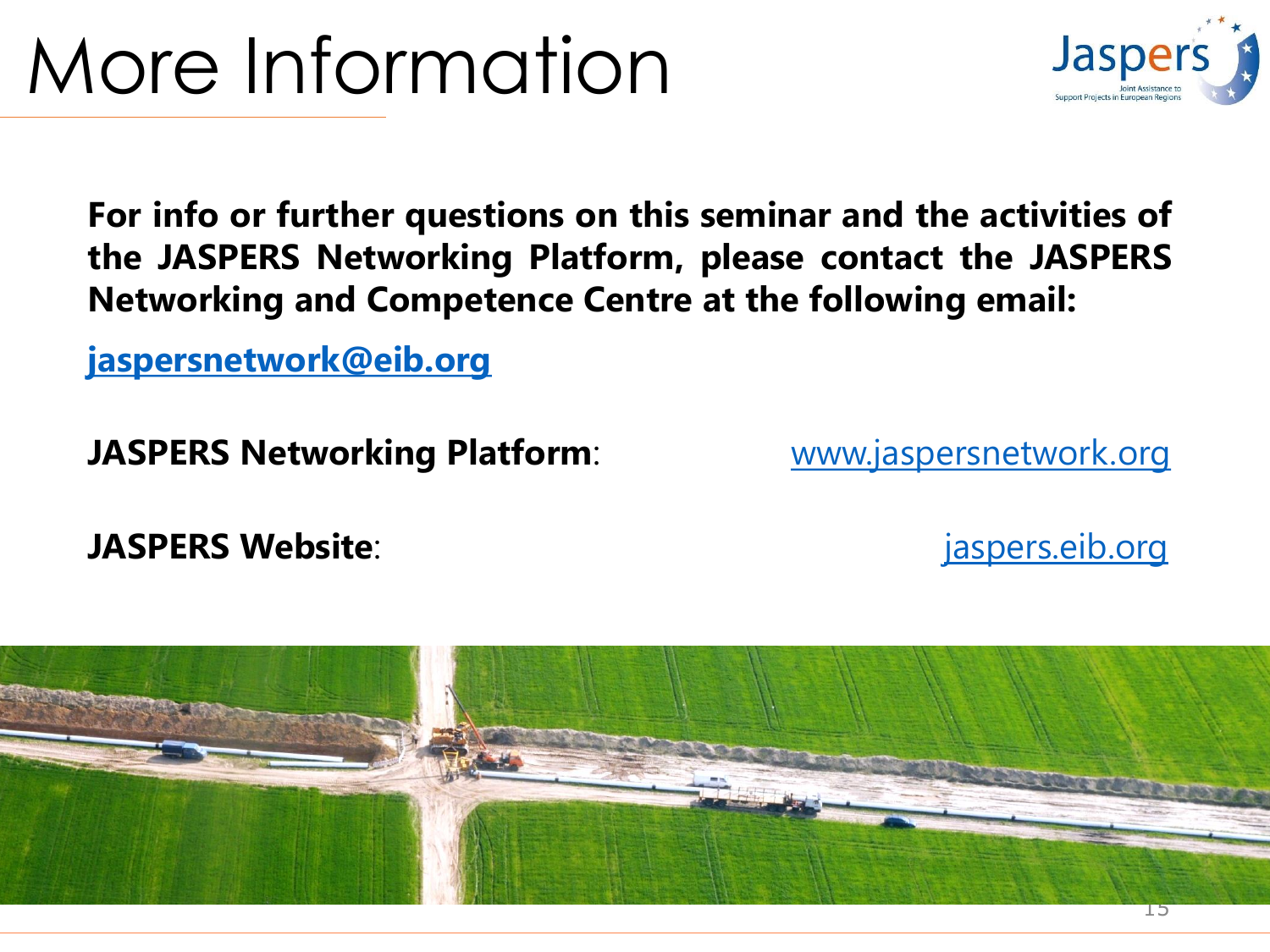# More Information

**For info or further questions on this seminar and the activities of the JASPERS Networking Platform, please contact the JASPERS Networking and Competence Centre at the following email:**

**jaspersnetwork@eib.org**

**JASPERS Networking Platform**: www.jaspersnetwork.org

**JASPERS Website**: jaspers.eib.org